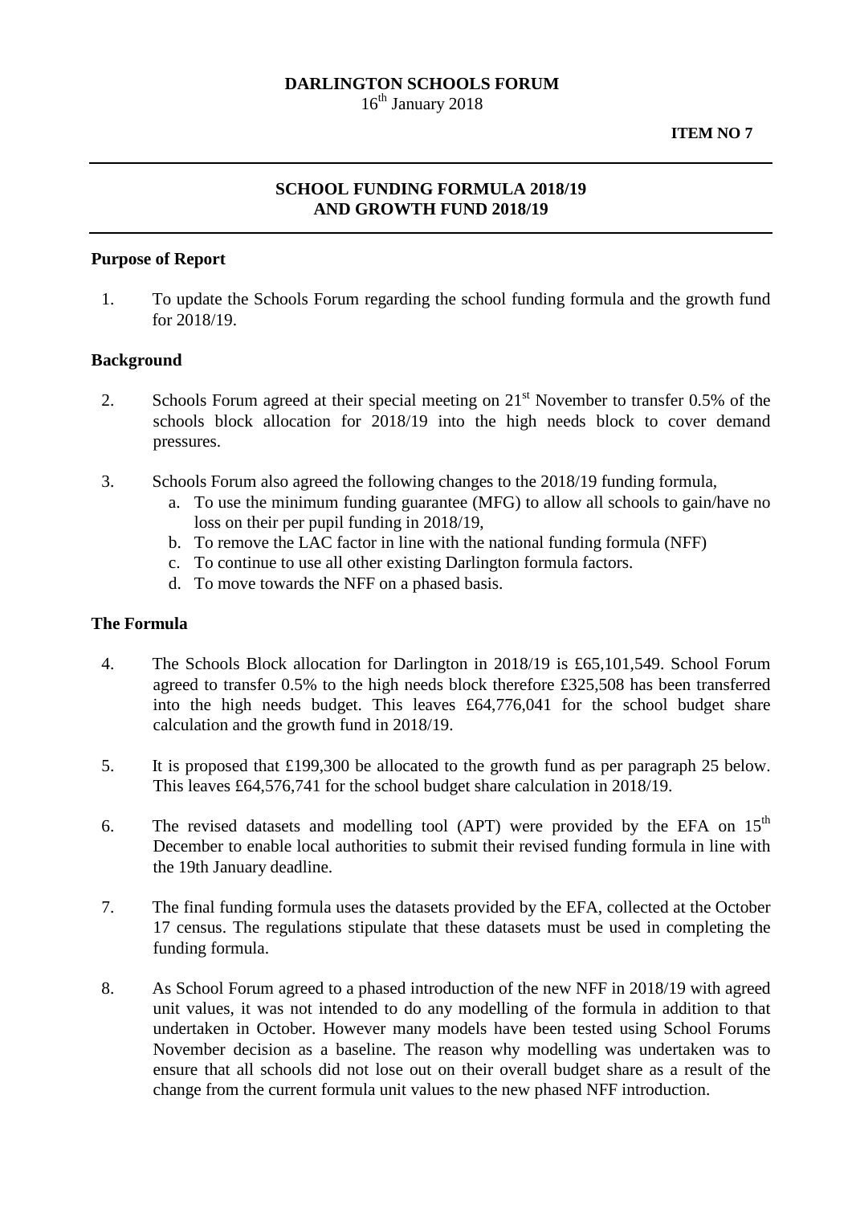**DARLINGTON SCHOOLS FORUM**

16th January 2018

**ITEM NO 7**

---

## SCHOOL FUNDING FORMULA 2018/19 AND GROWTH FUND 2018/19

---

### Purpose of Report

1. To update the Schools Forum regarding the school funding formula and the growth fund for 2018/19.

### Background

2. Schools Forum agreed at their special meeting on 21st November to transfer 0.5% of the schools block allocation for 2018/19 into the high needs block to cover demand pressures.

3. Schools Forum also agreed the following changes to the 2018/19 funding formula,
   a. To use the minimum funding guarantee (MFG) to allow all schools to gain/have no loss on their per pupil funding in 2018/19,
   b. To remove the LAC factor in line with the national funding formula (NFF)
   c. To continue to use all other existing Darlington formula factors.
   d. To move towards the NFF on a phased basis.

### The Formula

4. The Schools Block allocation for Darlington in 2018/19 is £65,101,549. School Forum agreed to transfer 0.5% to the high needs block therefore £325,508 has been transferred into the high needs budget. This leaves £64,776,041 for the school budget share calculation and the growth fund in 2018/19.

5. It is proposed that £199,300 be allocated to the growth fund as per paragraph 25 below. This leaves £64,576,741 for the school budget share calculation in 2018/19.

6. The revised datasets and modelling tool (APT) were provided by the EFA on 15th December to enable local authorities to submit their revised funding formula in line with the 19th January deadline.

7. The final funding formula uses the datasets provided by the EFA, collected at the October 17 census. The regulations stipulate that these datasets must be used in completing the funding formula.

8. As School Forum agreed to a phased introduction of the new NFF in 2018/19 with agreed unit values, it was not intended to do any modelling of the formula in addition to that undertaken in October. However many models have been tested using School Forums November decision as a baseline. The reason why modelling was undertaken was to ensure that all schools did not lose out on their overall budget share as a result of the change from the current formula unit values to the new phased NFF introduction.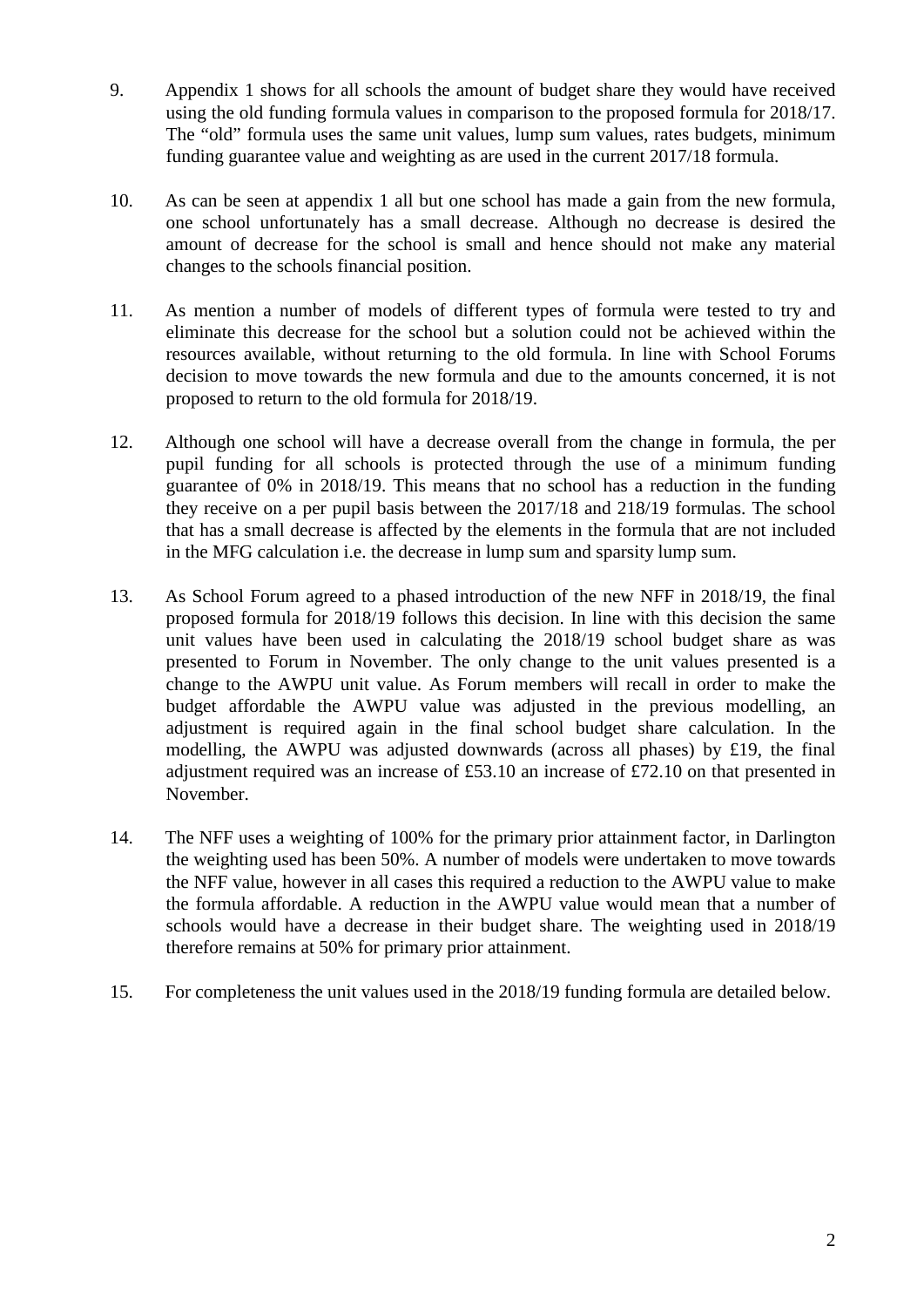9. Appendix 1 shows for all schools the amount of budget share they would have received using the old funding formula values in comparison to the proposed formula for 2018/17. The "old" formula uses the same unit values, lump sum values, rates budgets, minimum funding guarantee value and weighting as are used in the current 2017/18 formula.

10. As can be seen at appendix 1 all but one school has made a gain from the new formula, one school unfortunately has a small decrease. Although no decrease is desired the amount of decrease for the school is small and hence should not make any material changes to the schools financial position.

11. As mention a number of models of different types of formula were tested to try and eliminate this decrease for the school but a solution could not be achieved within the resources available, without returning to the old formula. In line with School Forums decision to move towards the new formula and due to the amounts concerned, it is not proposed to return to the old formula for 2018/19.

12. Although one school will have a decrease overall from the change in formula, the per pupil funding for all schools is protected through the use of a minimum funding guarantee of 0% in 2018/19. This means that no school has a reduction in the funding they receive on a per pupil basis between the 2017/18 and 218/19 formulas. The school that has a small decrease is affected by the elements in the formula that are not included in the MFG calculation i.e. the decrease in lump sum and sparsity lump sum.

13. As School Forum agreed to a phased introduction of the new NFF in 2018/19, the final proposed formula for 2018/19 follows this decision. In line with this decision the same unit values have been used in calculating the 2018/19 school budget share as was presented to Forum in November. The only change to the unit values presented is a change to the AWPU unit value. As Forum members will recall in order to make the budget affordable the AWPU value was adjusted in the previous modelling, an adjustment is required again in the final school budget share calculation. In the modelling, the AWPU was adjusted downwards (across all phases) by £19, the final adjustment required was an increase of £53.10 an increase of £72.10 on that presented in November.

14. The NFF uses a weighting of 100% for the primary prior attainment factor, in Darlington the weighting used has been 50%. A number of models were undertaken to move towards the NFF value, however in all cases this required a reduction to the AWPU value to make the formula affordable. A reduction in the AWPU value would mean that a number of schools would have a decrease in their budget share. The weighting used in 2018/19 therefore remains at 50% for primary prior attainment.

15. For completeness the unit values used in the 2018/19 funding formula are detailed below.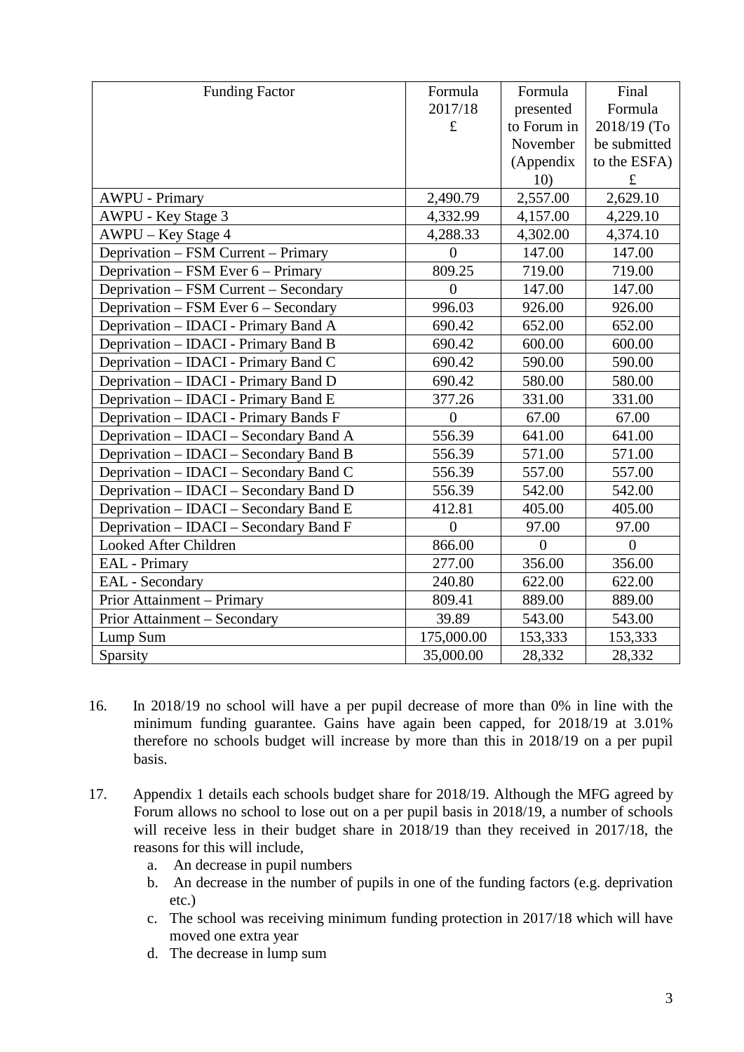| Funding Factor | Formula 2017/18 £ | Formula presented to Forum in November (Appendix 10) | Final Formula 2018/19 (To be submitted to the ESFA) £ |
|---|---|---|---|
| AWPU - Primary | 2,490.79 | 2,557.00 | 2,629.10 |
| AWPU - Key Stage 3 | 4,332.99 | 4,157.00 | 4,229.10 |
| AWPU – Key Stage 4 | 4,288.33 | 4,302.00 | 4,374.10 |
| Deprivation – FSM Current – Primary | 0 | 147.00 | 147.00 |
| Deprivation – FSM Ever 6 – Primary | 809.25 | 719.00 | 719.00 |
| Deprivation – FSM Current – Secondary | 0 | 147.00 | 147.00 |
| Deprivation – FSM Ever 6 – Secondary | 996.03 | 926.00 | 926.00 |
| Deprivation – IDACI - Primary Band A | 690.42 | 652.00 | 652.00 |
| Deprivation – IDACI - Primary Band B | 690.42 | 600.00 | 600.00 |
| Deprivation – IDACI - Primary Band C | 690.42 | 590.00 | 590.00 |
| Deprivation – IDACI - Primary Band D | 690.42 | 580.00 | 580.00 |
| Deprivation – IDACI - Primary Band E | 377.26 | 331.00 | 331.00 |
| Deprivation – IDACI - Primary Bands F | 0 | 67.00 | 67.00 |
| Deprivation – IDACI – Secondary Band A | 556.39 | 641.00 | 641.00 |
| Deprivation – IDACI – Secondary Band B | 556.39 | 571.00 | 571.00 |
| Deprivation – IDACI – Secondary Band C | 556.39 | 557.00 | 557.00 |
| Deprivation – IDACI – Secondary Band D | 556.39 | 542.00 | 542.00 |
| Deprivation – IDACI – Secondary Band E | 412.81 | 405.00 | 405.00 |
| Deprivation – IDACI – Secondary Band F | 0 | 97.00 | 97.00 |
| Looked After Children | 866.00 | 0 | 0 |
| EAL - Primary | 277.00 | 356.00 | 356.00 |
| EAL - Secondary | 240.80 | 622.00 | 622.00 |
| Prior Attainment – Primary | 809.41 | 889.00 | 889.00 |
| Prior Attainment – Secondary | 39.89 | 543.00 | 543.00 |
| Lump Sum | 175,000.00 | 153,333 | 153,333 |
| Sparsity | 35,000.00 | 28,332 | 28,332 |

16. In 2018/19 no school will have a per pupil decrease of more than 0% in line with the minimum funding guarantee. Gains have again been capped, for 2018/19 at 3.01% therefore no schools budget will increase by more than this in 2018/19 on a per pupil basis.

17. Appendix 1 details each schools budget share for 2018/19. Although the MFG agreed by Forum allows no school to lose out on a per pupil basis in 2018/19, a number of schools will receive less in their budget share in 2018/19 than they received in 2017/18, the reasons for this will include,
    a. An decrease in pupil numbers
    b. An decrease in the number of pupils in one of the funding factors (e.g. deprivation etc.)
    c. The school was receiving minimum funding protection in 2017/18 which will have moved one extra year
    d. The decrease in lump sum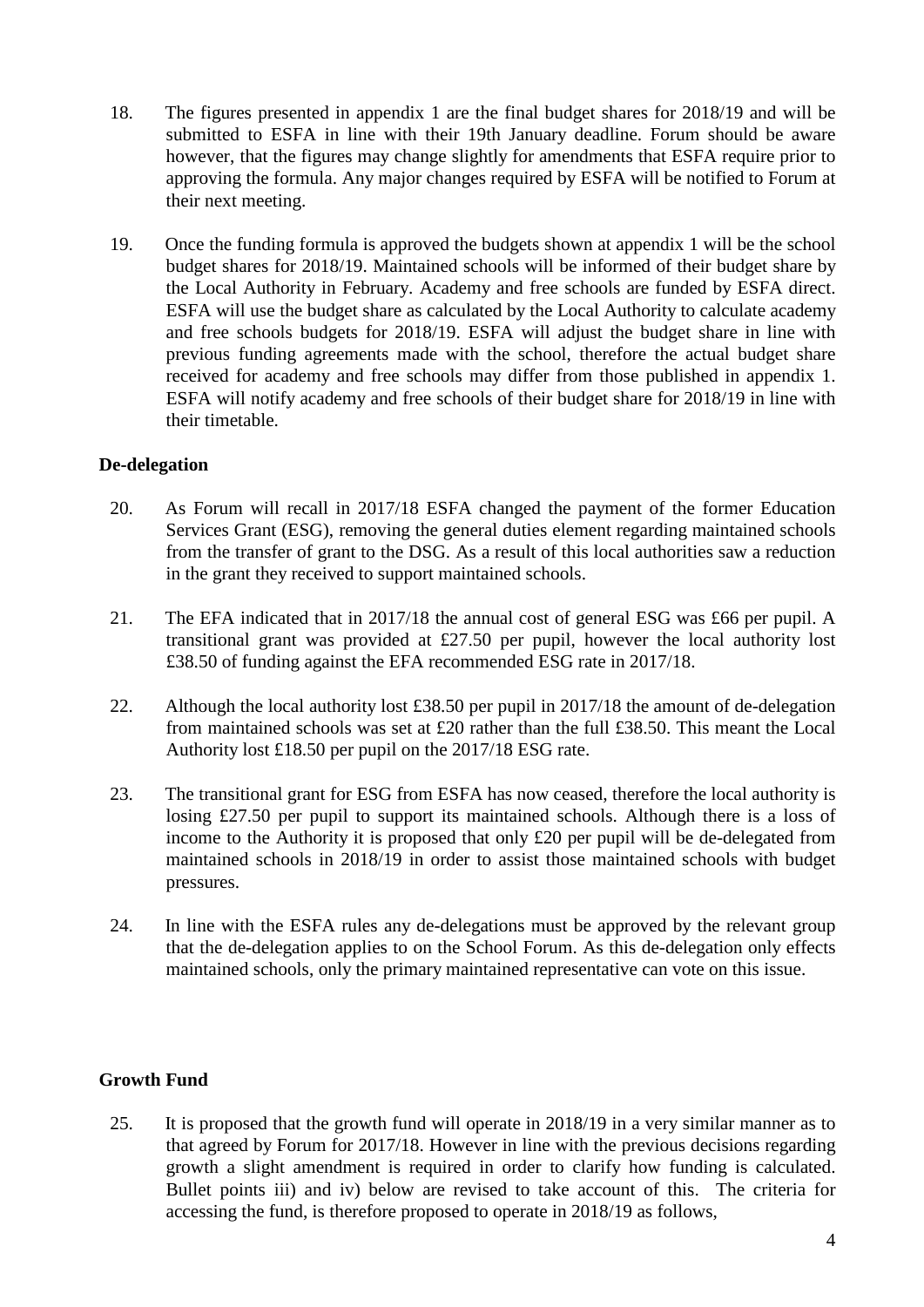18. The figures presented in appendix 1 are the final budget shares for 2018/19 and will be submitted to ESFA in line with their 19th January deadline. Forum should be aware however, that the figures may change slightly for amendments that ESFA require prior to approving the formula. Any major changes required by ESFA will be notified to Forum at their next meeting.

19. Once the funding formula is approved the budgets shown at appendix 1 will be the school budget shares for 2018/19. Maintained schools will be informed of their budget share by the Local Authority in February. Academy and free schools are funded by ESFA direct. ESFA will use the budget share as calculated by the Local Authority to calculate academy and free schools budgets for 2018/19. ESFA will adjust the budget share in line with previous funding agreements made with the school, therefore the actual budget share received for academy and free schools may differ from those published in appendix 1. ESFA will notify academy and free schools of their budget share for 2018/19 in line with their timetable.

**De-delegation**

20. As Forum will recall in 2017/18 ESFA changed the payment of the former Education Services Grant (ESG), removing the general duties element regarding maintained schools from the transfer of grant to the DSG. As a result of this local authorities saw a reduction in the grant they received to support maintained schools.

21. The EFA indicated that in 2017/18 the annual cost of general ESG was £66 per pupil. A transitional grant was provided at £27.50 per pupil, however the local authority lost £38.50 of funding against the EFA recommended ESG rate in 2017/18.

22. Although the local authority lost £38.50 per pupil in 2017/18 the amount of de-delegation from maintained schools was set at £20 rather than the full £38.50. This meant the Local Authority lost £18.50 per pupil on the 2017/18 ESG rate.

23. The transitional grant for ESG from ESFA has now ceased, therefore the local authority is losing £27.50 per pupil to support its maintained schools. Although there is a loss of income to the Authority it is proposed that only £20 per pupil will be de-delegated from maintained schools in 2018/19 in order to assist those maintained schools with budget pressures.

24. In line with the ESFA rules any de-delegations must be approved by the relevant group that the de-delegation applies to on the School Forum. As this de-delegation only effects maintained schools, only the primary maintained representative can vote on this issue.

**Growth Fund**

25. It is proposed that the growth fund will operate in 2018/19 in a very similar manner as to that agreed by Forum for 2017/18. However in line with the previous decisions regarding growth a slight amendment is required in order to clarify how funding is calculated. Bullet points iii) and iv) below are revised to take account of this. The criteria for accessing the fund, is therefore proposed to operate in 2018/19 as follows,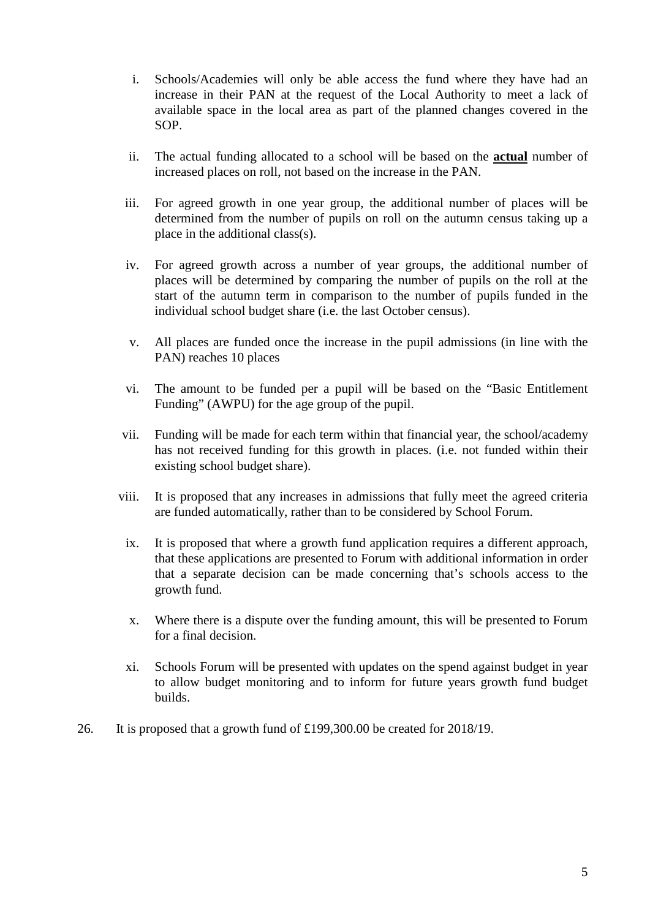i. Schools/Academies will only be able access the fund where they have had an increase in their PAN at the request of the Local Authority to meet a lack of available space in the local area as part of the planned changes covered in the SOP.

ii. The actual funding allocated to a school will be based on the **actual** number of increased places on roll, not based on the increase in the PAN.

iii. For agreed growth in one year group, the additional number of places will be determined from the number of pupils on roll on the autumn census taking up a place in the additional class(s).

iv. For agreed growth across a number of year groups, the additional number of places will be determined by comparing the number of pupils on the roll at the start of the autumn term in comparison to the number of pupils funded in the individual school budget share (i.e. the last October census).

v. All places are funded once the increase in the pupil admissions (in line with the PAN) reaches 10 places

vi. The amount to be funded per a pupil will be based on the "Basic Entitlement Funding" (AWPU) for the age group of the pupil.

vii. Funding will be made for each term within that financial year, the school/academy has not received funding for this growth in places. (i.e. not funded within their existing school budget share).

viii. It is proposed that any increases in admissions that fully meet the agreed criteria are funded automatically, rather than to be considered by School Forum.

ix. It is proposed that where a growth fund application requires a different approach, that these applications are presented to Forum with additional information in order that a separate decision can be made concerning that's schools access to the growth fund.

x. Where there is a dispute over the funding amount, this will be presented to Forum for a final decision.

xi. Schools Forum will be presented with updates on the spend against budget in year to allow budget monitoring and to inform for future years growth fund budget builds.

26. It is proposed that a growth fund of £199,300.00 be created for 2018/19.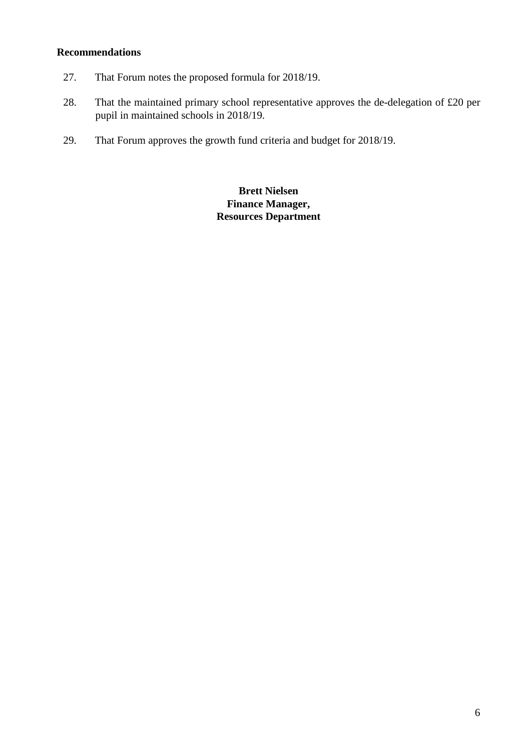**Recommendations**

27. That Forum notes the proposed formula for 2018/19.

28. That the maintained primary school representative approves the de-delegation of £20 per pupil in maintained schools in 2018/19.

29. That Forum approves the growth fund criteria and budget for 2018/19.

**Brett Nielsen**
**Finance Manager,**
**Resources Department**